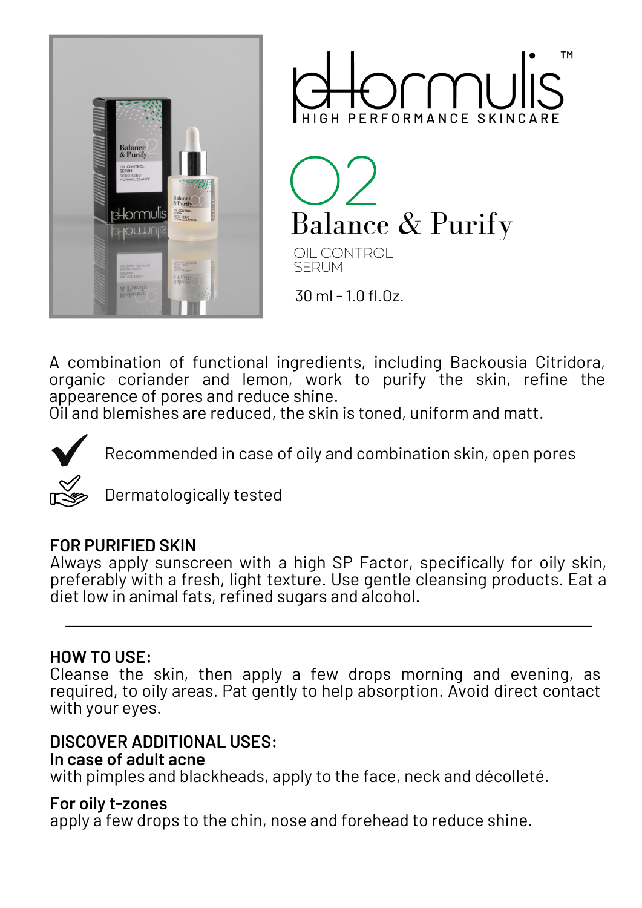pHormulis™

HIGH PERFORMANCE SKINCARE

# 02 Balance & Purify

OIL CONTROL
SERUM

30 ml - 1.0 fl.Oz.

A combination of functional ingredients, including Backousia Citridora, organic coriander and lemon, work to purify the skin, refine the appearence of pores and reduce shine.
Oil and blemishes are reduced, the skin is toned, uniform and matt.

- Recommended in case of oily and combination skin, open pores
- Dermatologically tested

**FOR PURIFIED SKIN**
Always apply sunscreen with a high SP Factor, specifically for oily skin, preferably with a fresh, light texture. Use gentle cleansing products. Eat a diet low in animal fats, refined sugars and alcohol.

---

**HOW TO USE:**
Cleanse the skin, then apply a few drops morning and evening, as required, to oily areas. Pat gently to help absorption. Avoid direct contact with your eyes.

**DISCOVER ADDITIONAL USES:**
**In case of adult acne**
with pimples and blackheads, apply to the face, neck and décolleté.

**For oily t-zones**
apply a few drops to the chin, nose and forehead to reduce shine.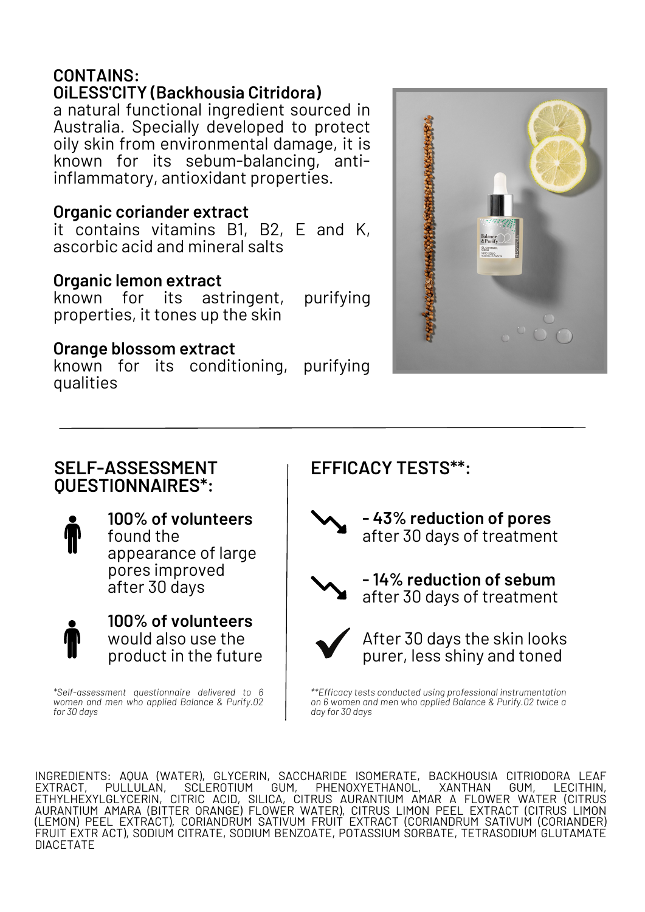**CONTAINS:**
**OiLESS'CITY (Backhousia Citridora)**
a natural functional ingredient sourced in Australia. Specially developed to protect oily skin from environmental damage, it is known for its sebum-balancing, anti-inflammatory, antioxidant properties.

**Organic coriander extract**
it contains vitamins B1, B2, E and K, ascorbic acid and mineral salts

**Organic lemon extract**
known for its astringent, purifying properties, it tones up the skin

**Orange blossom extract**
known for its conditioning, purifying qualities

---

## SELF-ASSESSMENT QUESTIONNAIRES*:

**100% of volunteers** found the appearance of large pores improved after 30 days

**100% of volunteers** would also use the product in the future

*\*Self-assessment questionnaire delivered to 6 women and men who applied Balance & Purify.02 for 30 days*

## EFFICACY TESTS**:

**- 43% reduction of pores** after 30 days of treatment

**- 14% reduction of sebum** after 30 days of treatment

After 30 days the skin looks purer, less shiny and toned

*\*\*Efficacy tests conducted using professional instrumentation on 6 women and men who applied Balance & Purify.02 twice a day for 30 days*

INGREDIENTS: AQUA (WATER), GLYCERIN, SACCHARIDE ISOMERATE, BACKHOUSIA CITRIODORA LEAF EXTRACT, PULLULAN, SCLEROTIUM GUM, PHENOXYETHANOL, XANTHAN GUM, LECITHIN, ETHYLHEXYLGLYCERIN, CITRIC ACID, SILICA, CITRUS AURANTIUM AMAR A FLOWER WATER (CITRUS AURANTIUM AMARA (BITTER ORANGE) FLOWER WATER), CITRUS LIMON PEEL EXTRACT (CITRUS LIMON (LEMON) PEEL EXTRACT), CORIANDRUM SATIVUM FRUIT EXTRACT (CORIANDRUM SATIVUM (CORIANDER) FRUIT EXTR ACT), SODIUM CITRATE, SODIUM BENZOATE, POTASSIUM SORBATE, TETRASODIUM GLUTAMATE DIACETATE